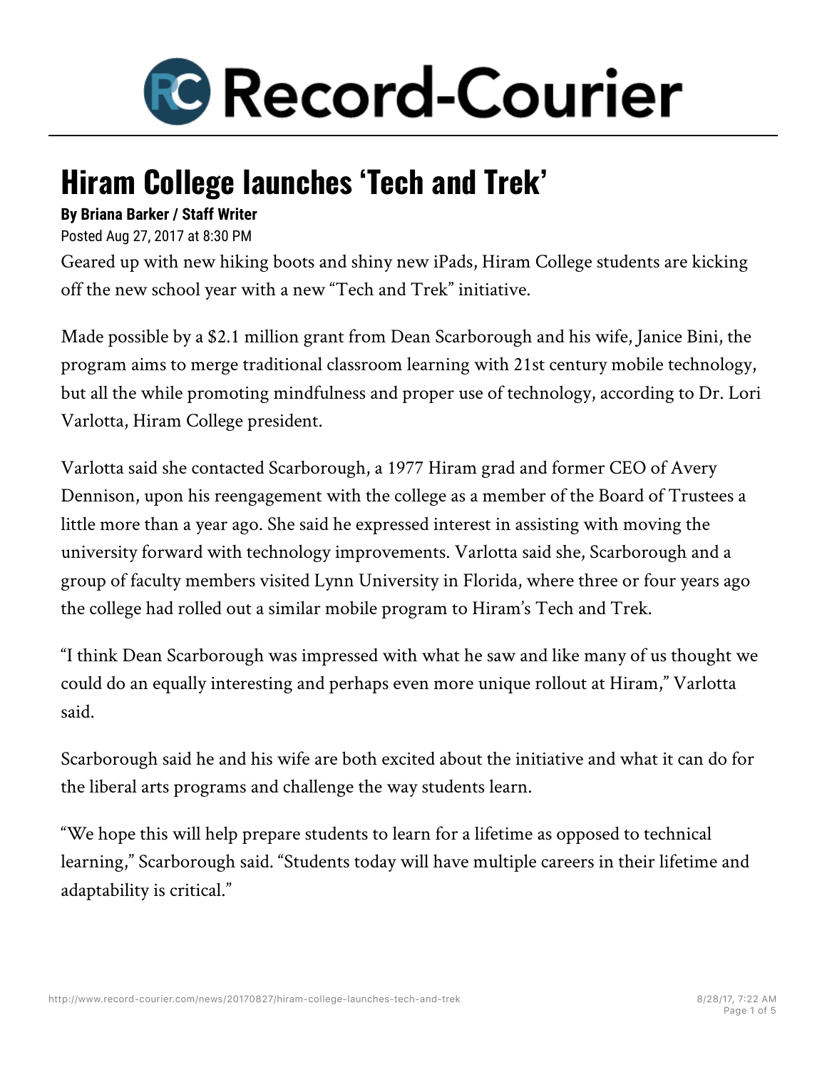# Record-Courier

## Hiram College launches 'Tech and Trek'

**By Briana Barker / Staff Writer**

Posted Aug 27, 2017 at 8:30 PM

Geared up with new hiking boots and shiny new iPads, Hiram College students are kicking off the new school year with a new "Tech and Trek" initiative.

Made possible by a $2.1 million grant from Dean Scarborough and his wife, Janice Bini, the program aims to merge traditional classroom learning with 21st century mobile technology, but all the while promoting mindfulness and proper use of technology, according to Dr. Lori Varlotta, Hiram College president.

Varlotta said she contacted Scarborough, a 1977 Hiram grad and former CEO of Avery Dennison, upon his reengagement with the college as a member of the Board of Trustees a little more than a year ago. She said he expressed interest in assisting with moving the university forward with technology improvements. Varlotta said she, Scarborough and a group of faculty members visited Lynn University in Florida, where three or four years ago the college had rolled out a similar mobile program to Hiram's Tech and Trek.

"I think Dean Scarborough was impressed with what he saw and like many of us thought we could do an equally interesting and perhaps even more unique rollout at Hiram," Varlotta said.

Scarborough said he and his wife are both excited about the initiative and what it can do for the liberal arts programs and challenge the way students learn.

"We hope this will help prepare students to learn for a lifetime as opposed to technical learning," Scarborough said. "Students today will have multiple careers in their lifetime and adaptability is critical."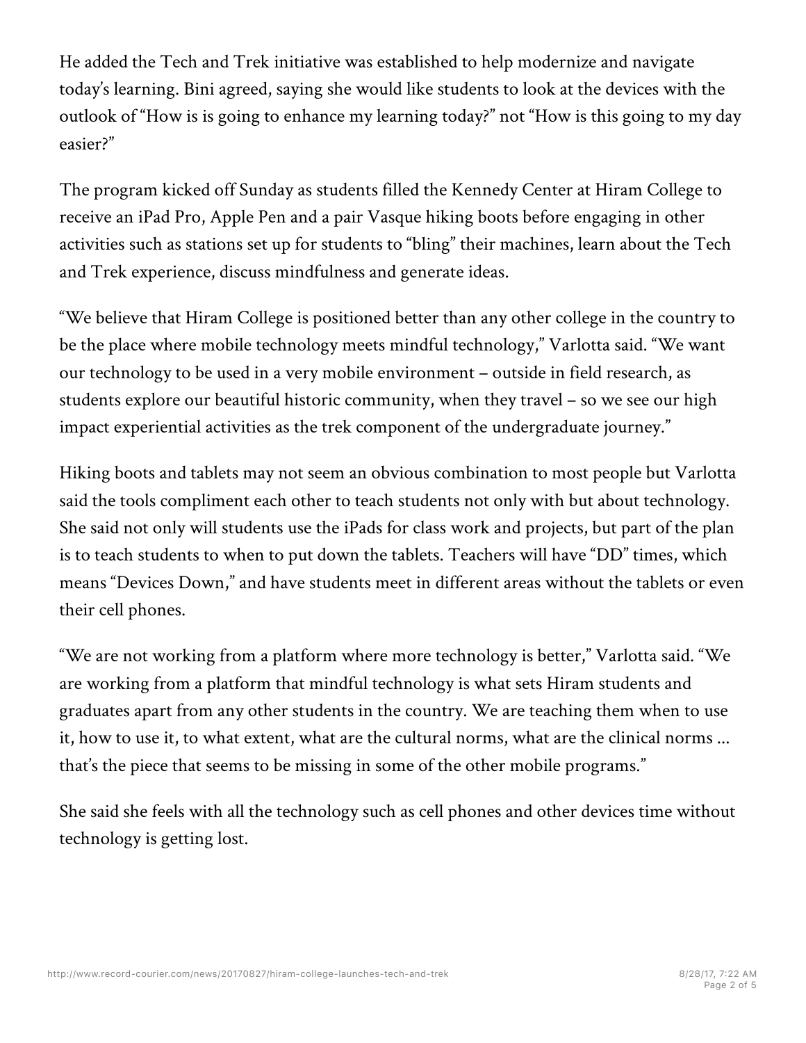He added the Tech and Trek initiative was established to help modernize and navigate today's learning. Bini agreed, saying she would like students to look at the devices with the outlook of "How is is going to enhance my learning today?" not "How is this going to my day easier?"

The program kicked off Sunday as students filled the Kennedy Center at Hiram College to receive an iPad Pro, Apple Pen and a pair Vasque hiking boots before engaging in other activities such as stations set up for students to "bling" their machines, learn about the Tech and Trek experience, discuss mindfulness and generate ideas.

"We believe that Hiram College is positioned better than any other college in the country to be the place where mobile technology meets mindful technology," Varlotta said. "We want our technology to be used in a very mobile environment – outside in field research, as students explore our beautiful historic community, when they travel – so we see our high impact experiential activities as the trek component of the undergraduate journey."

Hiking boots and tablets may not seem an obvious combination to most people but Varlotta said the tools compliment each other to teach students not only with but about technology. She said not only will students use the iPads for class work and projects, but part of the plan is to teach students to when to put down the tablets. Teachers will have "DD" times, which means "Devices Down," and have students meet in different areas without the tablets or even their cell phones.

"We are not working from a platform where more technology is better," Varlotta said. "We are working from a platform that mindful technology is what sets Hiram students and graduates apart from any other students in the country. We are teaching them when to use it, how to use it, to what extent, what are the cultural norms, what are the clinical norms ... that's the piece that seems to be missing in some of the other mobile programs."

She said she feels with all the technology such as cell phones and other devices time without technology is getting lost.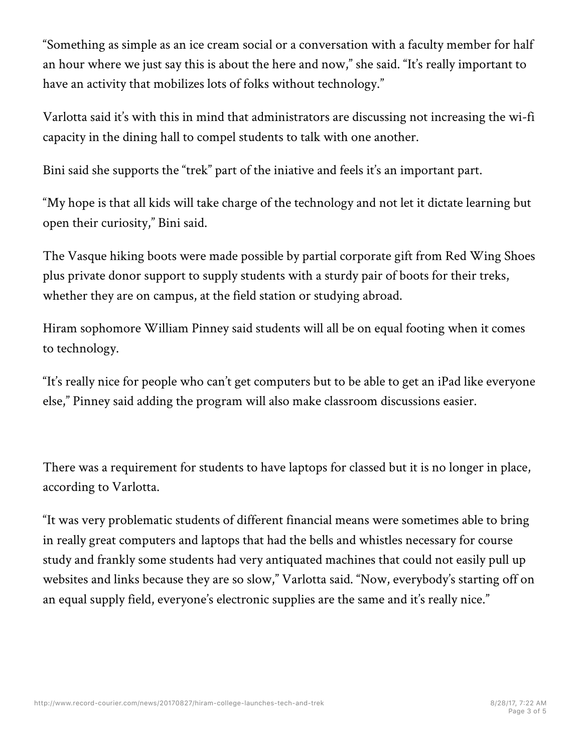"Something as simple as an ice cream social or a conversation with a faculty member for half an hour where we just say this is about the here and now," she said. "It's really important to have an activity that mobilizes lots of folks without technology."

Varlotta said it's with this in mind that administrators are discussing not increasing the wi-fi capacity in the dining hall to compel students to talk with one another.

Bini said she supports the "trek" part of the iniative and feels it's an important part.

"My hope is that all kids will take charge of the technology and not let it dictate learning but open their curiosity," Bini said.

The Vasque hiking boots were made possible by partial corporate gift from Red Wing Shoes plus private donor support to supply students with a sturdy pair of boots for their treks, whether they are on campus, at the field station or studying abroad.

Hiram sophomore William Pinney said students will all be on equal footing when it comes to technology.

"It's really nice for people who can't get computers but to be able to get an iPad like everyone else," Pinney said adding the program will also make classroom discussions easier.

There was a requirement for students to have laptops for classed but it is no longer in place, according to Varlotta.

"It was very problematic students of different financial means were sometimes able to bring in really great computers and laptops that had the bells and whistles necessary for course study and frankly some students had very antiquated machines that could not easily pull up websites and links because they are so slow," Varlotta said. "Now, everybody's starting off on an equal supply field, everyone's electronic supplies are the same and it's really nice."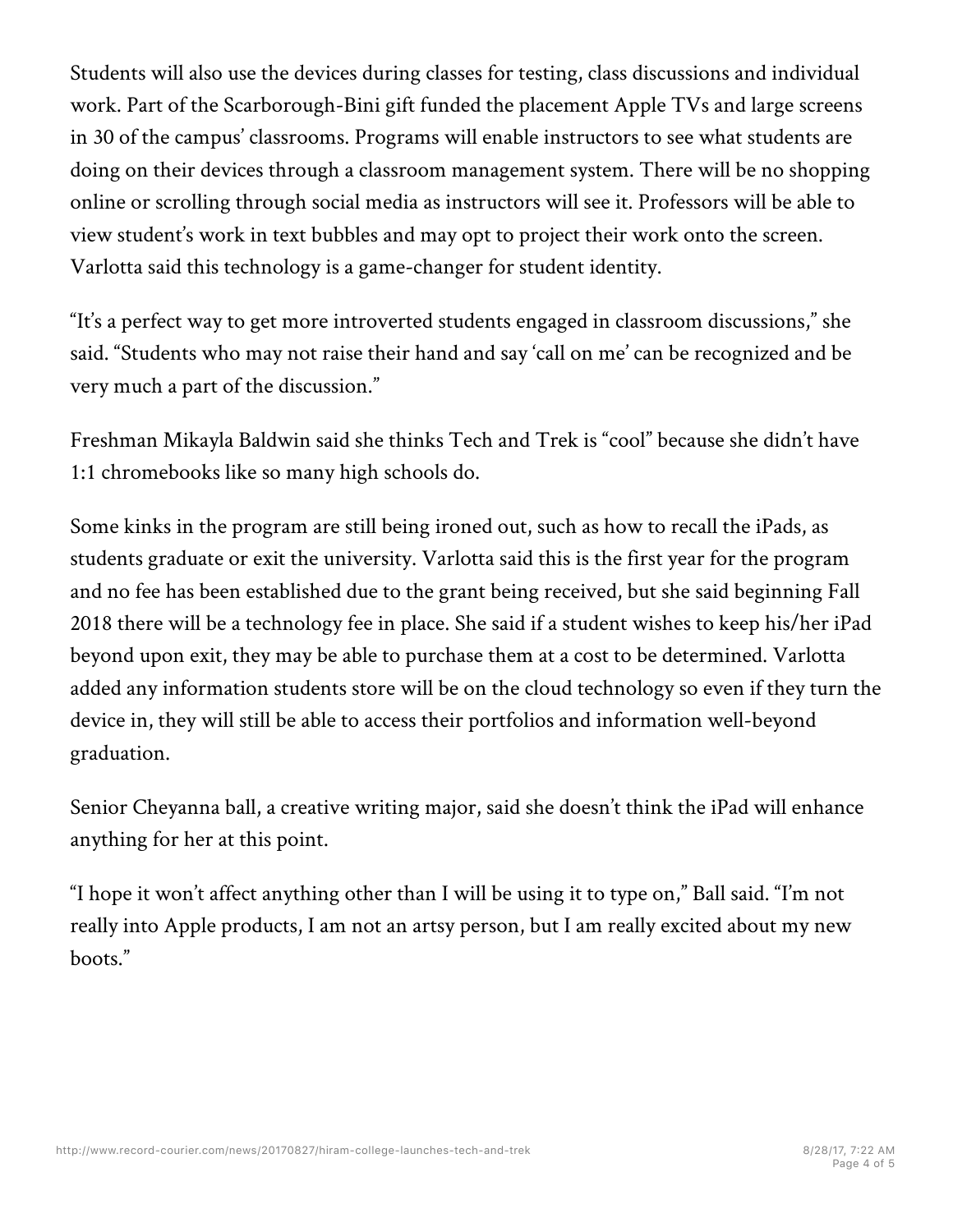Students will also use the devices during classes for testing, class discussions and individual work. Part of the Scarborough-Bini gift funded the placement Apple TVs and large screens in 30 of the campus' classrooms. Programs will enable instructors to see what students are doing on their devices through a classroom management system. There will be no shopping online or scrolling through social media as instructors will see it. Professors will be able to view student's work in text bubbles and may opt to project their work onto the screen. Varlotta said this technology is a game-changer for student identity.

"It's a perfect way to get more introverted students engaged in classroom discussions," she said. "Students who may not raise their hand and say 'call on me' can be recognized and be very much a part of the discussion."

Freshman Mikayla Baldwin said she thinks Tech and Trek is "cool" because she didn't have 1:1 chromebooks like so many high schools do.

Some kinks in the program are still being ironed out, such as how to recall the iPads, as students graduate or exit the university. Varlotta said this is the first year for the program and no fee has been established due to the grant being received, but she said beginning Fall 2018 there will be a technology fee in place. She said if a student wishes to keep his/her iPad beyond upon exit, they may be able to purchase them at a cost to be determined. Varlotta added any information students store will be on the cloud technology so even if they turn the device in, they will still be able to access their portfolios and information well-beyond graduation.

Senior Cheyanna ball, a creative writing major, said she doesn't think the iPad will enhance anything for her at this point.

"I hope it won't affect anything other than I will be using it to type on," Ball said. "I'm not really into Apple products, I am not an artsy person, but I am really excited about my new boots."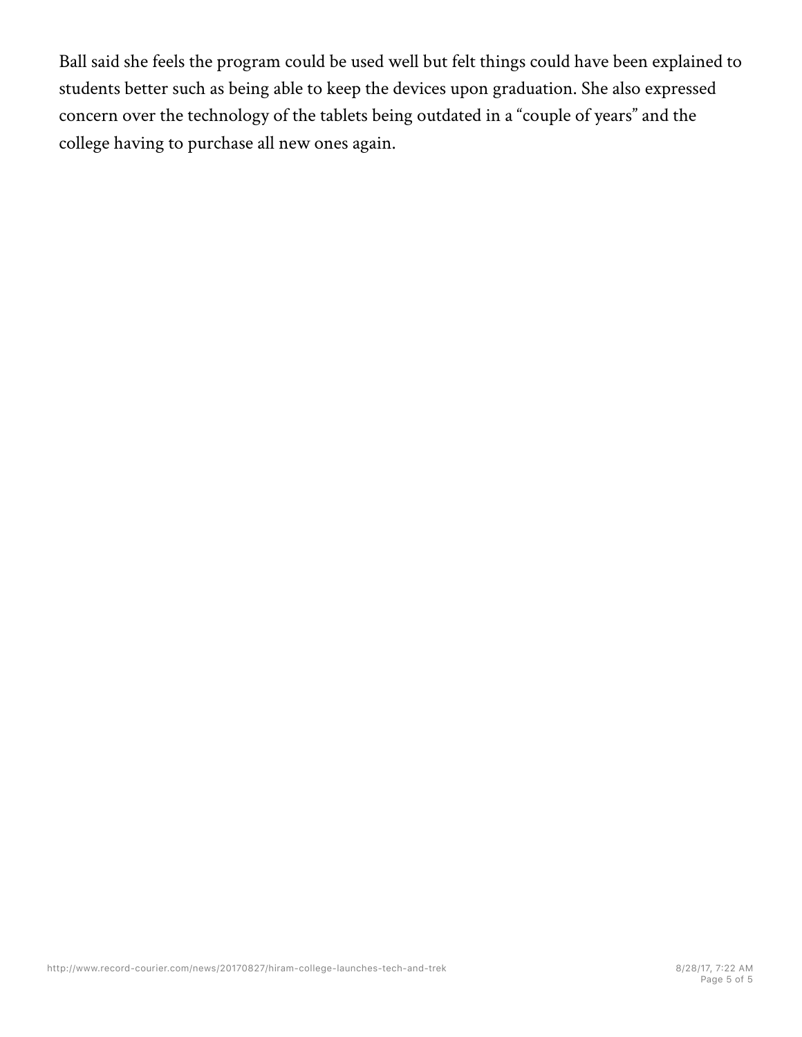Ball said she feels the program could be used well but felt things could have been explained to students better such as being able to keep the devices upon graduation. She also expressed concern over the technology of the tablets being outdated in a "couple of years" and the college having to purchase all new ones again.